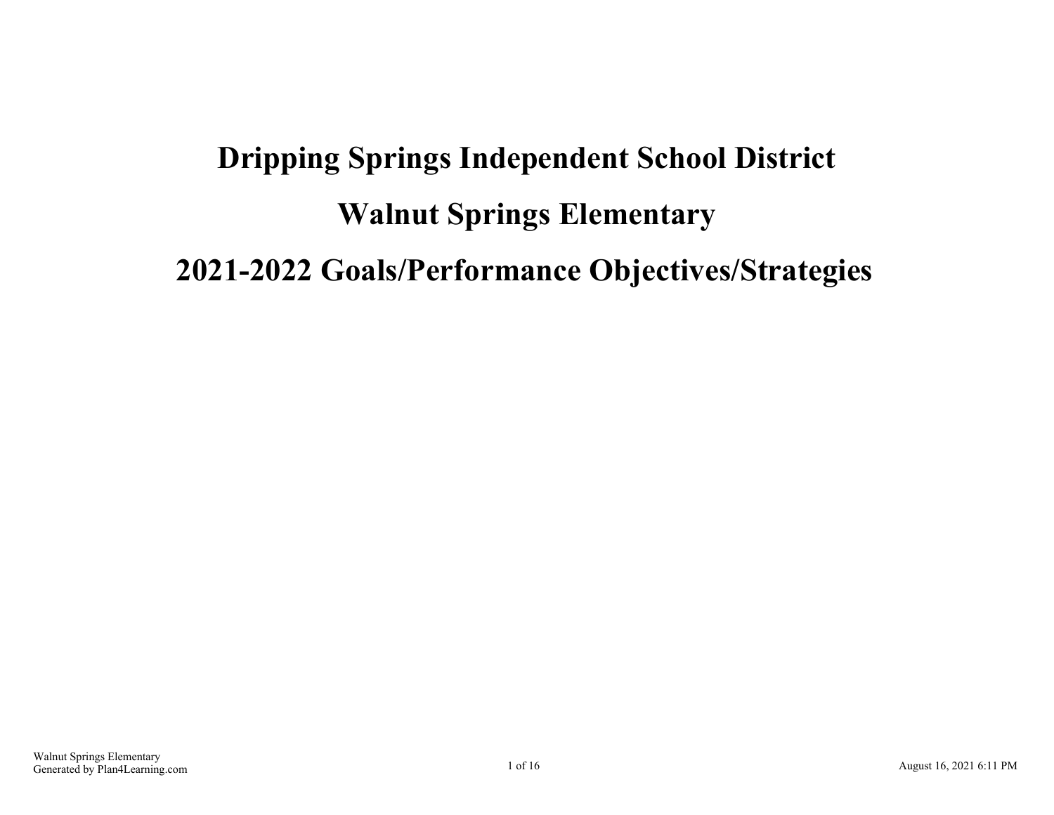# Dripping Springs Independent School District

# Walnut Springs Elementary

# 2021-2022 Goals/Performance Objectives/Strategies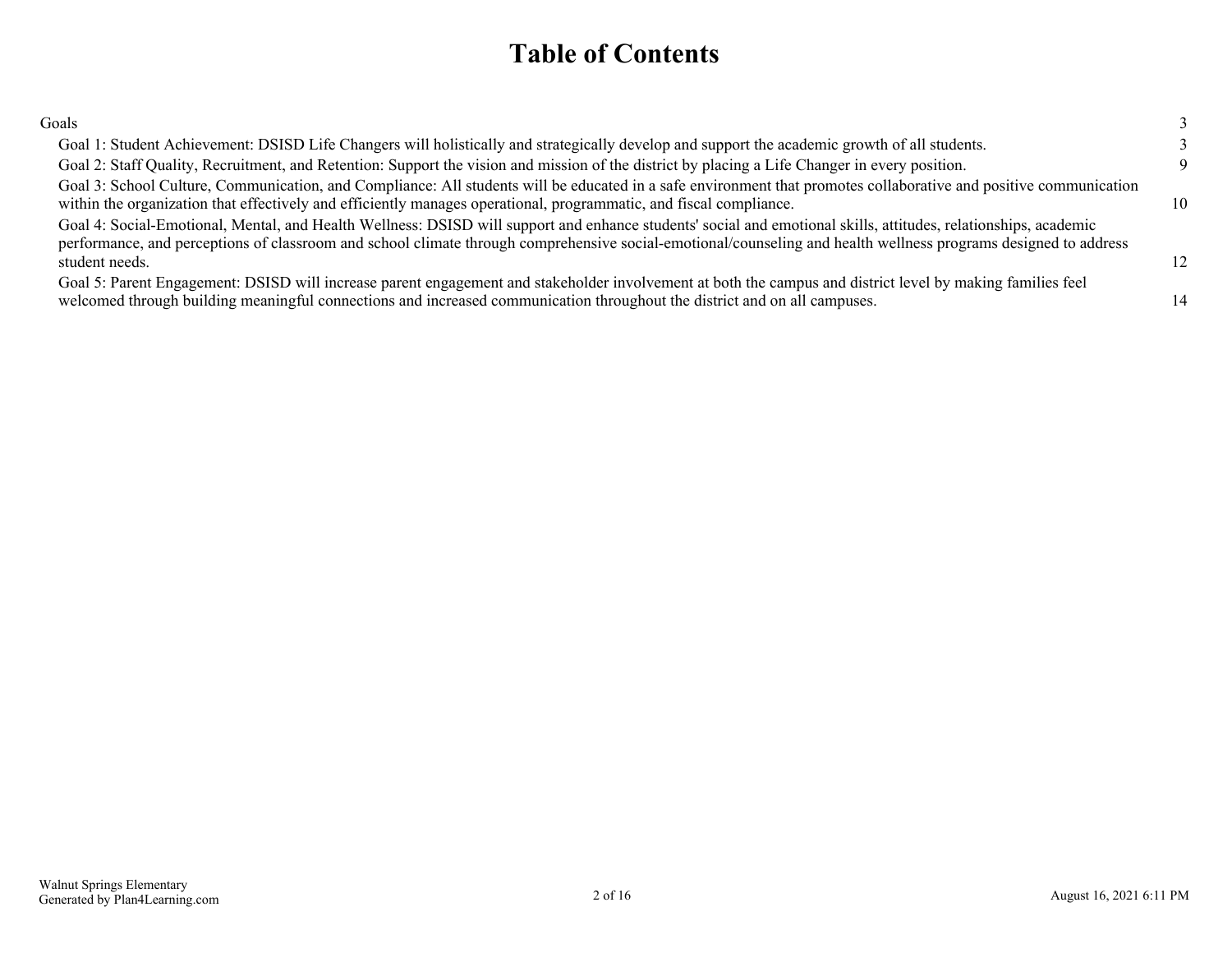# Table of Contents

| | |
|---|---|
| Goals | 3 |
| Goal 1: Student Achievement: DSISD Life Changers will holistically and strategically develop and support the academic growth of all students. | 3 |
| Goal 2: Staff Quality, Recruitment, and Retention: Support the vision and mission of the district by placing a Life Changer in every position. | 9 |
| Goal 3: School Culture, Communication, and Compliance: All students will be educated in a safe environment that promotes collaborative and positive communication within the organization that effectively and efficiently manages operational, programmatic, and fiscal compliance. | 10 |
| Goal 4: Social-Emotional, Mental, and Health Wellness: DSISD will support and enhance students' social and emotional skills, attitudes, relationships, academic performance, and perceptions of classroom and school climate through comprehensive social-emotional/counseling and health wellness programs designed to address student needs. | 12 |
| Goal 5: Parent Engagement: DSISD will increase parent engagement and stakeholder involvement at both the campus and district level by making families feel welcomed through building meaningful connections and increased communication throughout the district and on all campuses. | 14 |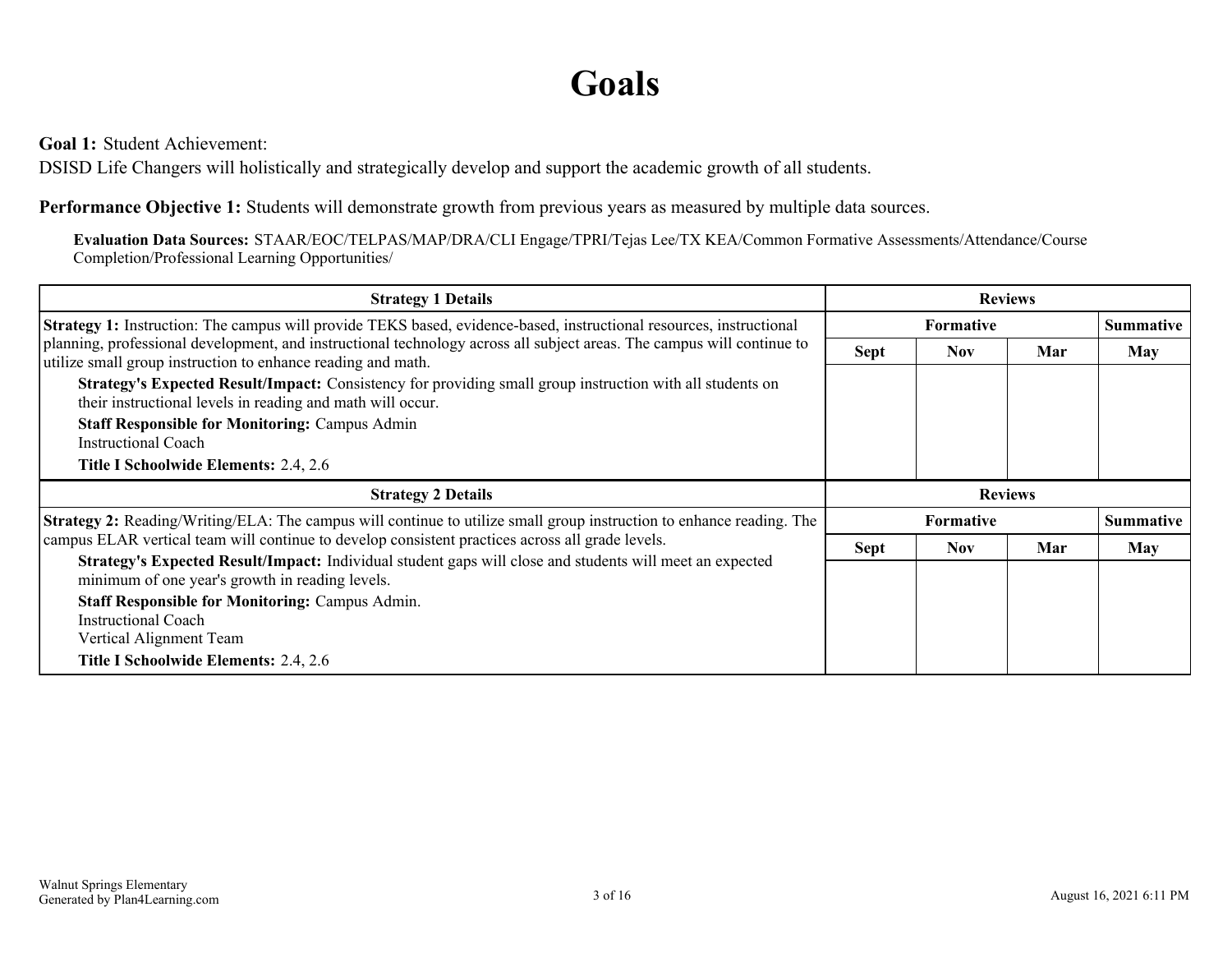# Goals

**Goal 1:** Student Achievement:
DSISD Life Changers will holistically and strategically develop and support the academic growth of all students.

**Performance Objective 1:** Students will demonstrate growth from previous years as measured by multiple data sources.

**Evaluation Data Sources:** STAAR/EOC/TELPAS/MAP/DRA/CLI Engage/TPRI/Tejas Lee/TX KEA/Common Formative Assessments/Attendance/Course Completion/Professional Learning Opportunities/

| Strategy 1 Details | Reviews | | | |
|---|---|---|---|---|
| | Formative | | | Summative |
| | Sept | Nov | Mar | May |
| **Strategy 1:** Instruction: The campus will provide TEKS based, evidence-based, instructional resources, instructional planning, professional development, and instructional technology across all subject areas. The campus will continue to utilize small group instruction to enhance reading and math.<br>**Strategy's Expected Result/Impact:** Consistency for providing small group instruction with all students on their instructional levels in reading and math will occur.<br>**Staff Responsible for Monitoring:** Campus Admin<br>Instructional Coach<br>**Title I Schoolwide Elements:** 2.4, 2.6 | | | | |

| Strategy 2 Details | Reviews | | | |
|---|---|---|---|---|
| | Formative | | | Summative |
| | Sept | Nov | Mar | May |
| **Strategy 2:** Reading/Writing/ELA: The campus will continue to utilize small group instruction to enhance reading. The campus ELAR vertical team will continue to develop consistent practices across all grade levels.<br>**Strategy's Expected Result/Impact:** Individual student gaps will close and students will meet an expected minimum of one year's growth in reading levels.<br>**Staff Responsible for Monitoring:** Campus Admin.<br>Instructional Coach<br>Vertical Alignment Team<br>**Title I Schoolwide Elements:** 2.4, 2.6 | | | | |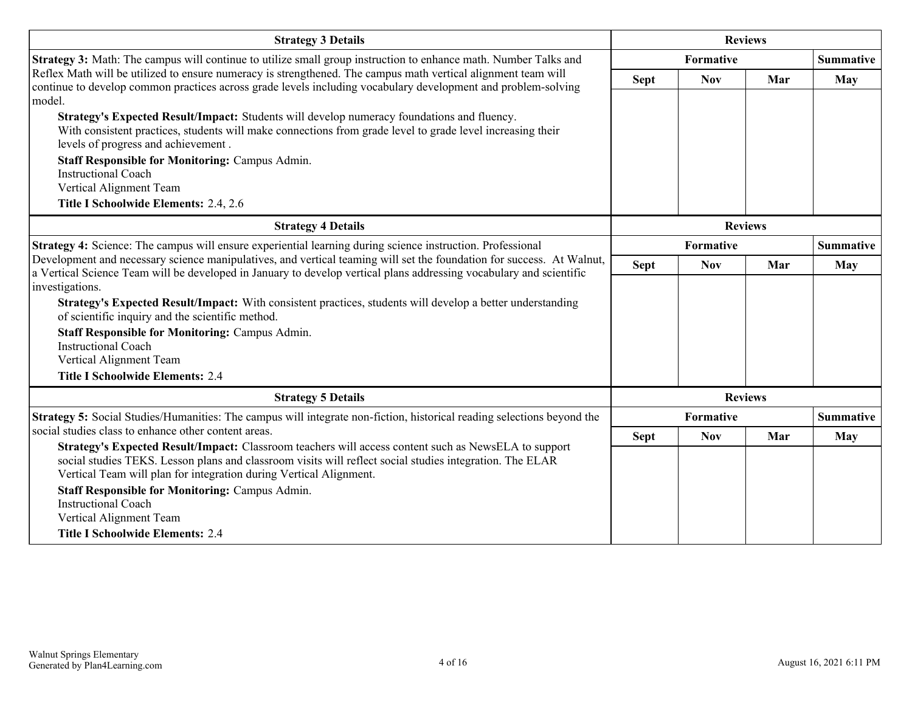| Strategy 3 Details | Reviews | | | |
|---|---|---|---|---|
| | Formative | | | Summative |
| **Strategy 3:** Math: The campus will continue to utilize small group instruction to enhance math. Number Talks and Reflex Math will be utilized to ensure numeracy is strengthened. The campus math vertical alignment team will continue to develop common practices across grade levels including vocabulary development and problem-solving model. **Strategy's Expected Result/Impact:** Students will develop numeracy foundations and fluency. With consistent practices, students will make connections from grade level to grade level increasing their levels of progress and achievement . **Staff Responsible for Monitoring:** Campus Admin. Instructional Coach Vertical Alignment Team **Title I Schoolwide Elements:** 2.4, 2.6 | Sept | Nov | Mar | May |

| Strategy 4 Details | Reviews | | | |
|---|---|---|---|---|
| | Formative | | | Summative |
| **Strategy 4:** Science: The campus will ensure experiential learning during science instruction. Professional Development and necessary science manipulatives, and vertical teaming will set the foundation for success. At Walnut, a Vertical Science Team will be developed in January to develop vertical plans addressing vocabulary and scientific investigations. **Strategy's Expected Result/Impact:** With consistent practices, students will develop a better understanding of scientific inquiry and the scientific method. **Staff Responsible for Monitoring:** Campus Admin. Instructional Coach Vertical Alignment Team **Title I Schoolwide Elements:** 2.4 | Sept | Nov | Mar | May |

| Strategy 5 Details | Reviews | | | |
|---|---|---|---|---|
| | Formative | | | Summative |
| **Strategy 5:** Social Studies/Humanities: The campus will integrate non-fiction, historical reading selections beyond the social studies class to enhance other content areas. **Strategy's Expected Result/Impact:** Classroom teachers will access content such as NewsELA to support social studies TEKS. Lesson plans and classroom visits will reflect social studies integration. The ELAR Vertical Team will plan for integration during Vertical Alignment. **Staff Responsible for Monitoring:** Campus Admin. Instructional Coach Vertical Alignment Team **Title I Schoolwide Elements:** 2.4 | Sept | Nov | Mar | May |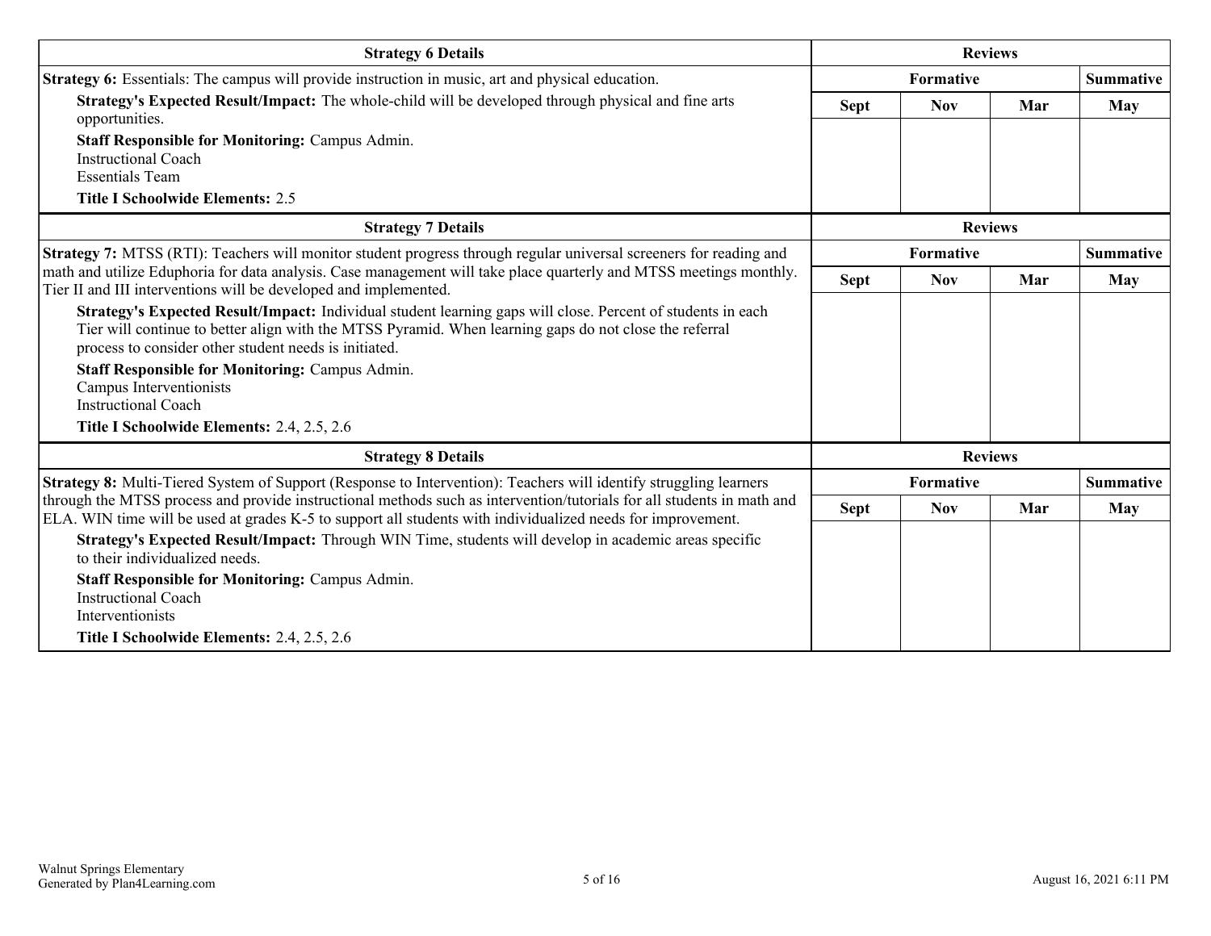| Strategy 6 Details | Reviews | | | |
| --- | --- | --- | --- | --- |
| **Strategy 6:** Essentials: The campus will provide instruction in music, art and physical education. | Formative | | | Summative |
| **Strategy's Expected Result/Impact:** The whole-child will be developed through physical and fine arts opportunities.<br>**Staff Responsible for Monitoring:** Campus Admin.<br>Instructional Coach<br>Essentials Team<br>**Title I Schoolwide Elements:** 2.5 | Sept | Nov | Mar | May |

| Strategy 7 Details | Reviews | | | |
| --- | --- | --- | --- | --- |
| **Strategy 7:** MTSS (RTI): Teachers will monitor student progress through regular universal screeners for reading and math and utilize Eduphoria for data analysis. Case management will take place quarterly and MTSS meetings monthly. Tier II and III interventions will be developed and implemented. | Formative | | | Summative |
| **Strategy's Expected Result/Impact:** Individual student learning gaps will close. Percent of students in each Tier will continue to better align with the MTSS Pyramid. When learning gaps do not close the referral process to consider other student needs is initiated.<br>**Staff Responsible for Monitoring:** Campus Admin.<br>Campus Interventionists<br>Instructional Coach<br>**Title I Schoolwide Elements:** 2.4, 2.5, 2.6 | Sept | Nov | Mar | May |

| Strategy 8 Details | Reviews | | | |
| --- | --- | --- | --- | --- |
| **Strategy 8:** Multi-Tiered System of Support (Response to Intervention): Teachers will identify struggling learners through the MTSS process and provide instructional methods such as intervention/tutorials for all students in math and ELA. WIN time will be used at grades K-5 to support all students with individualized needs for improvement. | Formative | | | Summative |
| **Strategy's Expected Result/Impact:** Through WIN Time, students will develop in academic areas specific to their individualized needs.<br>**Staff Responsible for Monitoring:** Campus Admin.<br>Instructional Coach<br>Interventionists<br>**Title I Schoolwide Elements:** 2.4, 2.5, 2.6 | Sept | Nov | Mar | May |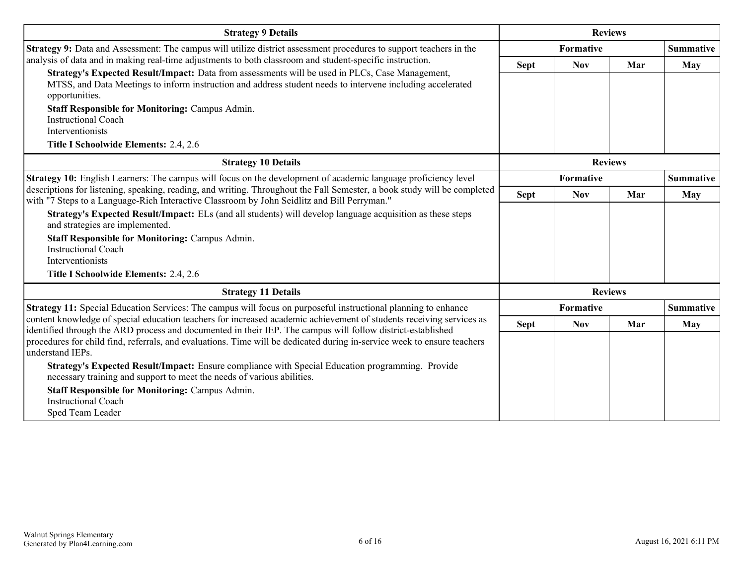| Strategy 9 Details | Reviews | | | |
|---|---|---|---|---|
| | Formative | | | Summative |
| | Sept | Nov | Mar | May |
| **Strategy 9:** Data and Assessment: The campus will utilize district assessment procedures to support teachers in the analysis of data and in making real-time adjustments to both classroom and student-specific instruction.<br>**Strategy's Expected Result/Impact:** Data from assessments will be used in PLCs, Case Management, MTSS, and Data Meetings to inform instruction and address student needs to intervene including accelerated opportunities.<br>**Staff Responsible for Monitoring:** Campus Admin.<br>Instructional Coach<br>Interventionists<br>**Title I Schoolwide Elements:** 2.4, 2.6 | | | | |

| Strategy 10 Details | Reviews | | | |
|---|---|---|---|---|
| | Formative | | | Summative |
| | Sept | Nov | Mar | May |
| **Strategy 10:** English Learners: The campus will focus on the development of academic language proficiency level descriptions for listening, speaking, reading, and writing. Throughout the Fall Semester, a book study will be completed with "7 Steps to a Language-Rich Interactive Classroom by John Seidlitz and Bill Perryman."<br>**Strategy's Expected Result/Impact:** ELs (and all students) will develop language acquisition as these steps and strategies are implemented.<br>**Staff Responsible for Monitoring:** Campus Admin.<br>Instructional Coach<br>Interventionists<br>**Title I Schoolwide Elements:** 2.4, 2.6 | | | | |

| Strategy 11 Details | Reviews | | | |
|---|---|---|---|---|
| | Formative | | | Summative |
| | Sept | Nov | Mar | May |
| **Strategy 11:** Special Education Services: The campus will focus on purposeful instructional planning to enhance content knowledge of special education teachers for increased academic achievement of students receiving services as identified through the ARD process and documented in their IEP. The campus will follow district-established procedures for child find, referrals, and evaluations. Time will be dedicated during in-service week to ensure teachers understand IEPs.<br>**Strategy's Expected Result/Impact:** Ensure compliance with Special Education programming. Provide necessary training and support to meet the needs of various abilities.<br>**Staff Responsible for Monitoring:** Campus Admin.<br>Instructional Coach<br>Sped Team Leader | | | | |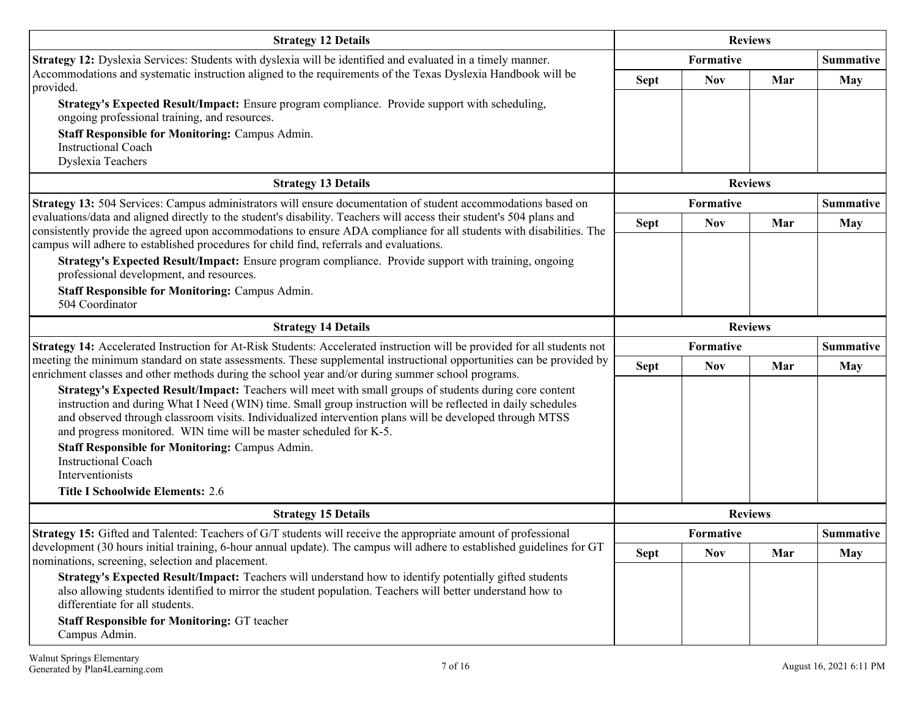| Strategy 12 Details | Reviews | | | |
|---|---|---|---|---|
| | Formative | | | Summative |
| | Sept | Nov | Mar | May |
| **Strategy 12:** Dyslexia Services: Students with dyslexia will be identified and evaluated in a timely manner. Accommodations and systematic instruction aligned to the requirements of the Texas Dyslexia Handbook will be provided.<br><br>**Strategy's Expected Result/Impact:** Ensure program compliance. Provide support with scheduling, ongoing professional training, and resources.<br><br>**Staff Responsible for Monitoring:** Campus Admin.<br>Instructional Coach<br>Dyslexia Teachers | | | | |

| Strategy 13 Details | Reviews | | | |
|---|---|---|---|---|
| | Formative | | | Summative |
| | Sept | Nov | Mar | May |
| **Strategy 13:** 504 Services: Campus administrators will ensure documentation of student accommodations based on evaluations/data and aligned directly to the student's disability. Teachers will access their student's 504 plans and consistently provide the agreed upon accommodations to ensure ADA compliance for all students with disabilities. The campus will adhere to established procedures for child find, referrals and evaluations.<br><br>**Strategy's Expected Result/Impact:** Ensure program compliance. Provide support with training, ongoing professional development, and resources.<br><br>**Staff Responsible for Monitoring:** Campus Admin.<br>504 Coordinator | | | | |

| Strategy 14 Details | Reviews | | | |
|---|---|---|---|---|
| | Formative | | | Summative |
| | Sept | Nov | Mar | May |
| **Strategy 14:** Accelerated Instruction for At-Risk Students: Accelerated instruction will be provided for all students not meeting the minimum standard on state assessments. These supplemental instructional opportunities can be provided by enrichment classes and other methods during the school year and/or during summer school programs.<br><br>**Strategy's Expected Result/Impact:** Teachers will meet with small groups of students during core content instruction and during What I Need (WIN) time. Small group instruction will be reflected in daily schedules and observed through classroom visits. Individualized intervention plans will be developed through MTSS and progress monitored. WIN time will be master scheduled for K-5.<br><br>**Staff Responsible for Monitoring:** Campus Admin.<br>Instructional Coach<br>Interventionists<br><br>**Title I Schoolwide Elements:** 2.6 | | | | |

| Strategy 15 Details | Reviews | | | |
|---|---|---|---|---|
| | Formative | | | Summative |
| | Sept | Nov | Mar | May |
| **Strategy 15:** Gifted and Talented: Teachers of G/T students will receive the appropriate amount of professional development (30 hours initial training, 6-hour annual update). The campus will adhere to established guidelines for GT nominations, screening, selection and placement.<br><br>**Strategy's Expected Result/Impact:** Teachers will understand how to identify potentially gifted students also allowing students identified to mirror the student population. Teachers will better understand how to differentiate for all students.<br><br>**Staff Responsible for Monitoring:** GT teacher<br>Campus Admin. | | | | |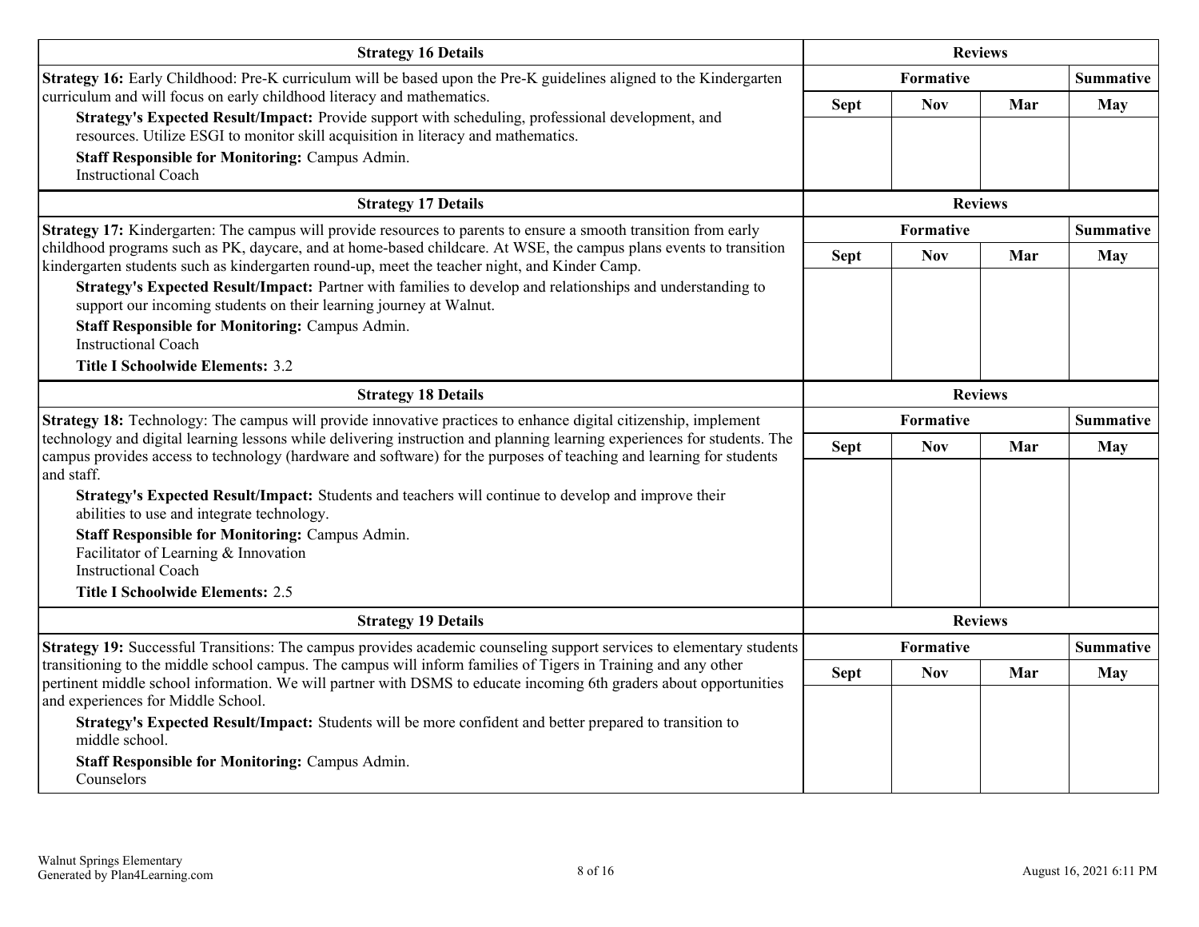| Strategy 16 Details | Reviews | | | |
|---|---|---|---|---|
| **Strategy 16:** Early Childhood: Pre-K curriculum will be based upon the Pre-K guidelines aligned to the Kindergarten curriculum and will focus on early childhood literacy and mathematics. | Formative | | | Summative |
| **Strategy's Expected Result/Impact:** Provide support with scheduling, professional development, and resources. Utilize ESGI to monitor skill acquisition in literacy and mathematics.<br>**Staff Responsible for Monitoring:** Campus Admin.<br>Instructional Coach | Sept | Nov | Mar | May |

| Strategy 17 Details | Reviews | | | |
|---|---|---|---|---|
| **Strategy 17:** Kindergarten: The campus will provide resources to parents to ensure a smooth transition from early childhood programs such as PK, daycare, and at home-based childcare. At WSE, the campus plans events to transition kindergarten students such as kindergarten round-up, meet the teacher night, and Kinder Camp. | Formative | | | Summative |
| **Strategy's Expected Result/Impact:** Partner with families to develop and relationships and understanding to support our incoming students on their learning journey at Walnut.<br>**Staff Responsible for Monitoring:** Campus Admin.<br>Instructional Coach<br>**Title I Schoolwide Elements:** 3.2 | Sept | Nov | Mar | May |

| Strategy 18 Details | Reviews | | | |
|---|---|---|---|---|
| **Strategy 18:** Technology: The campus will provide innovative practices to enhance digital citizenship, implement technology and digital learning lessons while delivering instruction and planning learning experiences for students. The campus provides access to technology (hardware and software) for the purposes of teaching and learning for students and staff. | Formative | | | Summative |
| **Strategy's Expected Result/Impact:** Students and teachers will continue to develop and improve their abilities to use and integrate technology.<br>**Staff Responsible for Monitoring:** Campus Admin.<br>Facilitator of Learning & Innovation<br>Instructional Coach<br>**Title I Schoolwide Elements:** 2.5 | Sept | Nov | Mar | May |

| Strategy 19 Details | Reviews | | | |
|---|---|---|---|---|
| **Strategy 19:** Successful Transitions: The campus provides academic counseling support services to elementary students transitioning to the middle school campus. The campus will inform families of Tigers in Training and any other pertinent middle school information. We will partner with DSMS to educate incoming 6th graders about opportunities and experiences for Middle School. | Formative | | | Summative |
| **Strategy's Expected Result/Impact:** Students will be more confident and better prepared to transition to middle school.<br>**Staff Responsible for Monitoring:** Campus Admin.<br>Counselors | Sept | Nov | Mar | May |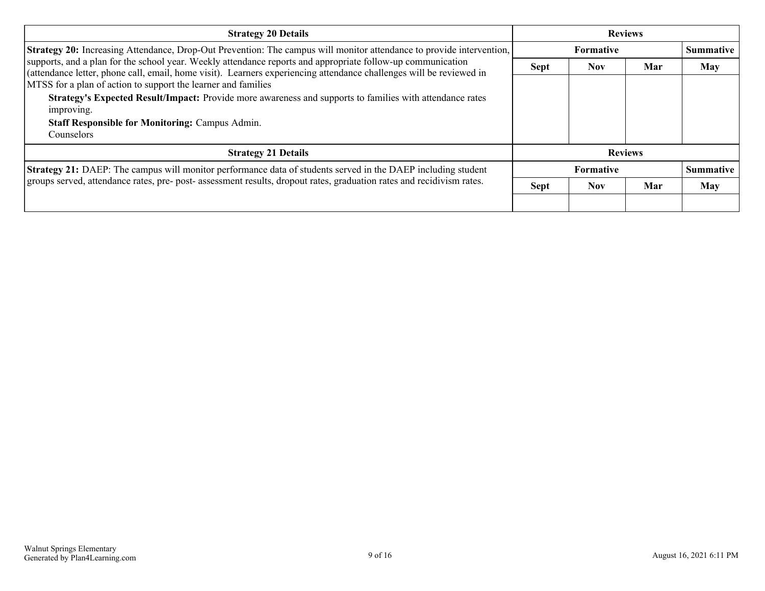| Strategy 20 Details | Reviews | | | |
|---|---|---|---|---|
| | Formative | | | Summative |
| **Strategy 20:** Increasing Attendance, Drop-Out Prevention: The campus will monitor attendance to provide intervention, supports, and a plan for the school year. Weekly attendance reports and appropriate follow-up communication (attendance letter, phone call, email, home visit). Learners experiencing attendance challenges will be reviewed in MTSS for a plan of action to support the learner and families<br>**Strategy's Expected Result/Impact:** Provide more awareness and supports to families with attendance rates improving.<br>**Staff Responsible for Monitoring:** Campus Admin.<br>Counselors | Sept | Nov | Mar | May |
| | | | | |

| Strategy 21 Details | Reviews | | | |
|---|---|---|---|---|
| | Formative | | | Summative |
| **Strategy 21:** DAEP: The campus will monitor performance data of students served in the DAEP including student groups served, attendance rates, pre- post- assessment results, dropout rates, graduation rates and recidivism rates. | Sept | Nov | Mar | May |
| | | | | |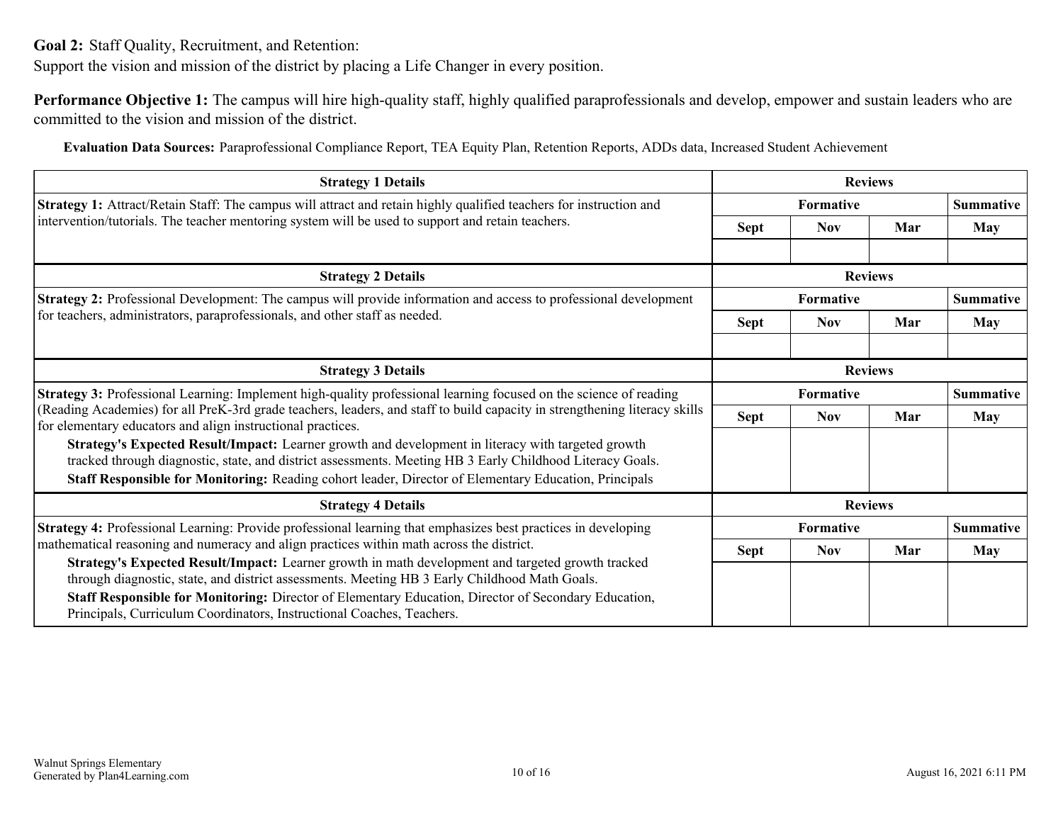**Goal 2:** Staff Quality, Recruitment, and Retention:
Support the vision and mission of the district by placing a Life Changer in every position.

**Performance Objective 1:** The campus will hire high-quality staff, highly qualified paraprofessionals and develop, empower and sustain leaders who are committed to the vision and mission of the district.

**Evaluation Data Sources:** Paraprofessional Compliance Report, TEA Equity Plan, Retention Reports, ADDs data, Increased Student Achievement

| Strategy 1 Details | Reviews | | | |
|---|---|---|---|---|
| | Formative | | | Summative |
| **Strategy 1:** Attract/Retain Staff: The campus will attract and retain highly qualified teachers for instruction and intervention/tutorials. The teacher mentoring system will be used to support and retain teachers. | Sept | Nov | Mar | May |
| | | | | |

| Strategy 2 Details | Reviews | | | |
|---|---|---|---|---|
| | Formative | | | Summative |
| **Strategy 2:** Professional Development: The campus will provide information and access to professional development for teachers, administrators, paraprofessionals, and other staff as needed. | Sept | Nov | Mar | May |
| | | | | |

| Strategy 3 Details | Reviews | | | |
|---|---|---|---|---|
| | Formative | | | Summative |
| **Strategy 3:** Professional Learning: Implement high-quality professional learning focused on the science of reading (Reading Academies) for all PreK-3rd grade teachers, leaders, and staff to build capacity in strengthening literacy skills for elementary educators and align instructional practices. | Sept | Nov | Mar | May |
| **Strategy's Expected Result/Impact:** Learner growth and development in literacy with targeted growth tracked through diagnostic, state, and district assessments. Meeting HB 3 Early Childhood Literacy Goals.<br>**Staff Responsible for Monitoring:** Reading cohort leader, Director of Elementary Education, Principals | | | | |

| Strategy 4 Details | Reviews | | | |
|---|---|---|---|---|
| | Formative | | | Summative |
| **Strategy 4:** Professional Learning: Provide professional learning that emphasizes best practices in developing mathematical reasoning and numeracy and align practices within math across the district. | Sept | Nov | Mar | May |
| **Strategy's Expected Result/Impact:** Learner growth in math development and targeted growth tracked through diagnostic, state, and district assessments. Meeting HB 3 Early Childhood Math Goals.<br>**Staff Responsible for Monitoring:** Director of Elementary Education, Director of Secondary Education, Principals, Curriculum Coordinators, Instructional Coaches, Teachers. | | | | |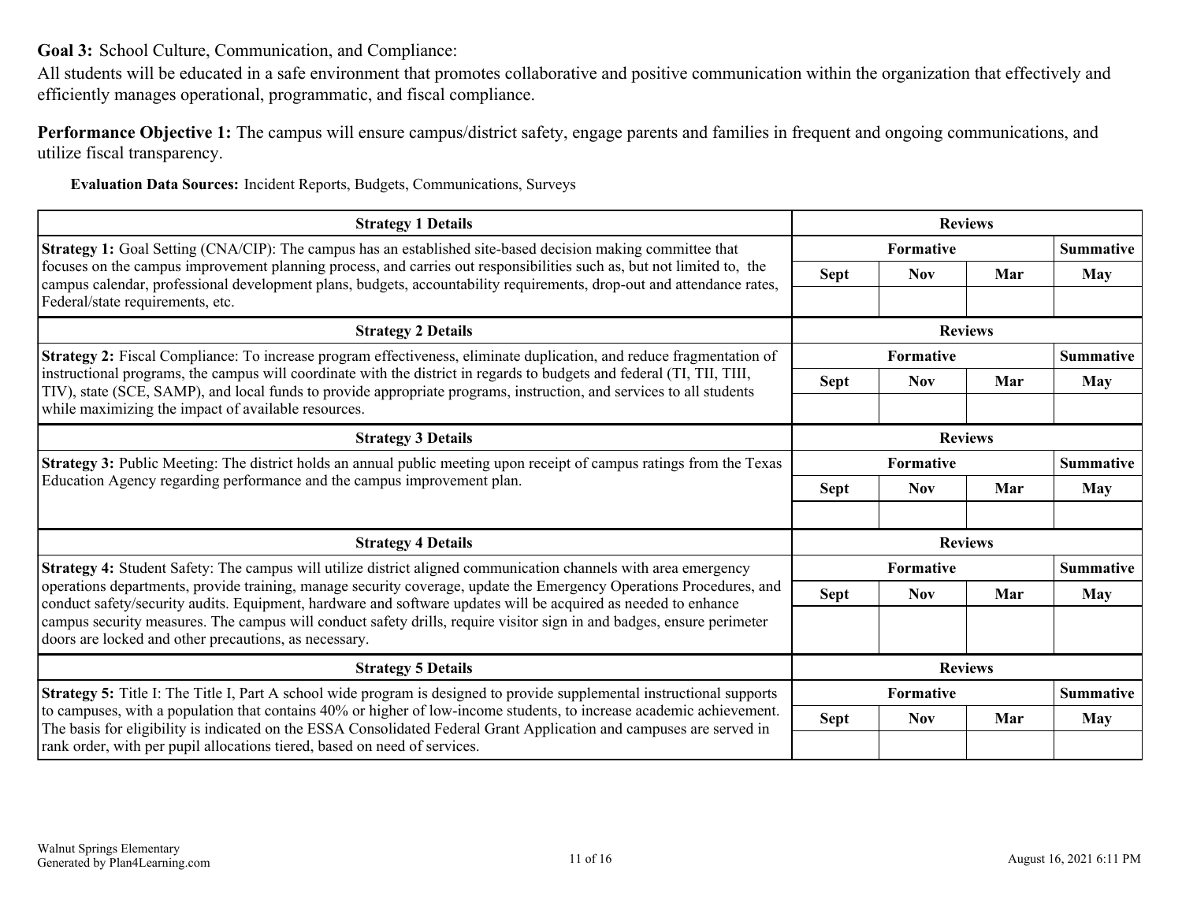**Goal 3:** School Culture, Communication, and Compliance:

All students will be educated in a safe environment that promotes collaborative and positive communication within the organization that effectively and efficiently manages operational, programmatic, and fiscal compliance.

**Performance Objective 1:** The campus will ensure campus/district safety, engage parents and families in frequent and ongoing communications, and utilize fiscal transparency.

**Evaluation Data Sources:** Incident Reports, Budgets, Communications, Surveys

| Strategy 1 Details | Reviews | | | |
|---|---|---|---|---|
| **Strategy 1:** Goal Setting (CNA/CIP): The campus has an established site-based decision making committee that focuses on the campus improvement planning process, and carries out responsibilities such as, but not limited to, the campus calendar, professional development plans, budgets, accountability requirements, drop-out and attendance rates, Federal/state requirements, etc. | Formative | | | Summative |
| | Sept | Nov | Mar | May |
| | | | | |

| Strategy 2 Details | Reviews | | | |
|---|---|---|---|---|
| **Strategy 2:** Fiscal Compliance: To increase program effectiveness, eliminate duplication, and reduce fragmentation of instructional programs, the campus will coordinate with the district in regards to budgets and federal (TI, TII, TIII, TIV), state (SCE, SAMP), and local funds to provide appropriate programs, instruction, and services to all students while maximizing the impact of available resources. | Formative | | | Summative |
| | Sept | Nov | Mar | May |
| | | | | |

| Strategy 3 Details | Reviews | | | |
|---|---|---|---|---|
| **Strategy 3:** Public Meeting: The district holds an annual public meeting upon receipt of campus ratings from the Texas Education Agency regarding performance and the campus improvement plan. | Formative | | | Summative |
| | Sept | Nov | Mar | May |
| | | | | |

| Strategy 4 Details | Reviews | | | |
|---|---|---|---|---|
| **Strategy 4:** Student Safety: The campus will utilize district aligned communication channels with area emergency operations departments, provide training, manage security coverage, update the Emergency Operations Procedures, and conduct safety/security audits. Equipment, hardware and software updates will be acquired as needed to enhance campus security measures. The campus will conduct safety drills, require visitor sign in and badges, ensure perimeter doors are locked and other precautions, as necessary. | Formative | | | Summative |
| | Sept | Nov | Mar | May |
| | | | | |

| Strategy 5 Details | Reviews | | | |
|---|---|---|---|---|
| **Strategy 5:** Title I: The Title I, Part A school wide program is designed to provide supplemental instructional supports to campuses, with a population that contains 40% or higher of low-income students, to increase academic achievement. The basis for eligibility is indicated on the ESSA Consolidated Federal Grant Application and campuses are served in rank order, with per pupil allocations tiered, based on need of services. | Formative | | | Summative |
| | Sept | Nov | Mar | May |
| | | | | |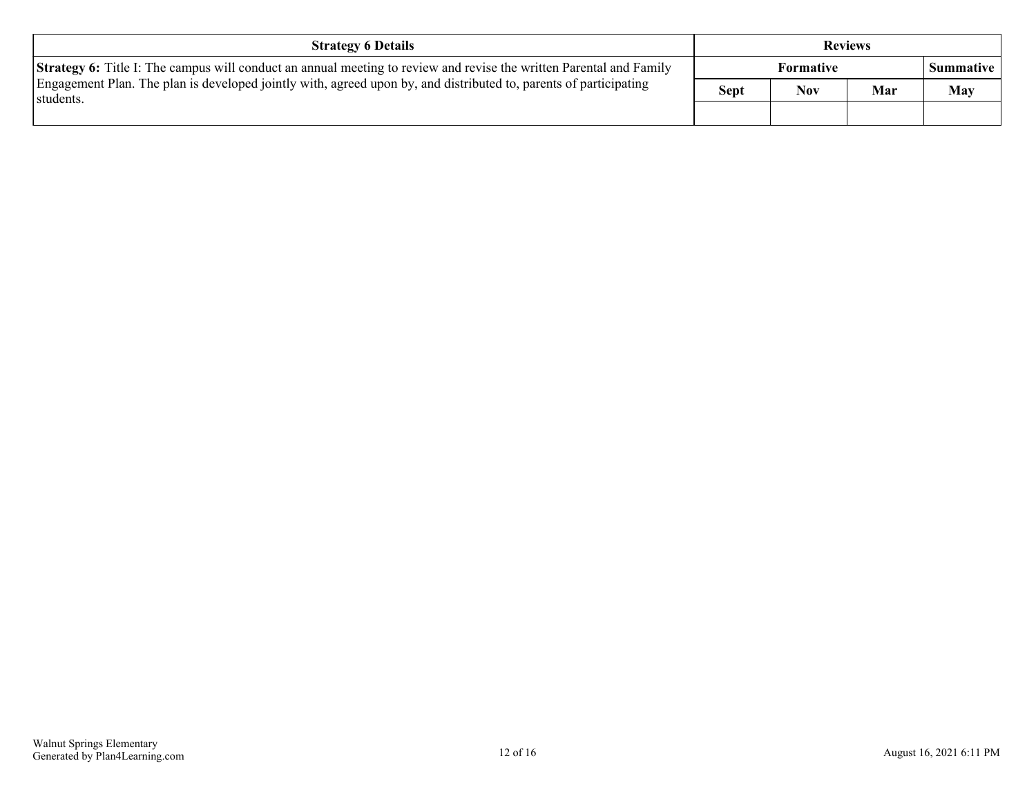| Strategy 6 Details | Reviews | | | |
|---|---|---|---|---|
| | Formative | | | Summative |
| **Strategy 6:** Title I: The campus will conduct an annual meeting to review and revise the written Parental and Family Engagement Plan. The plan is developed jointly with, agreed upon by, and distributed to, parents of participating students. | Sept | Nov | Mar | May |
| | | | | |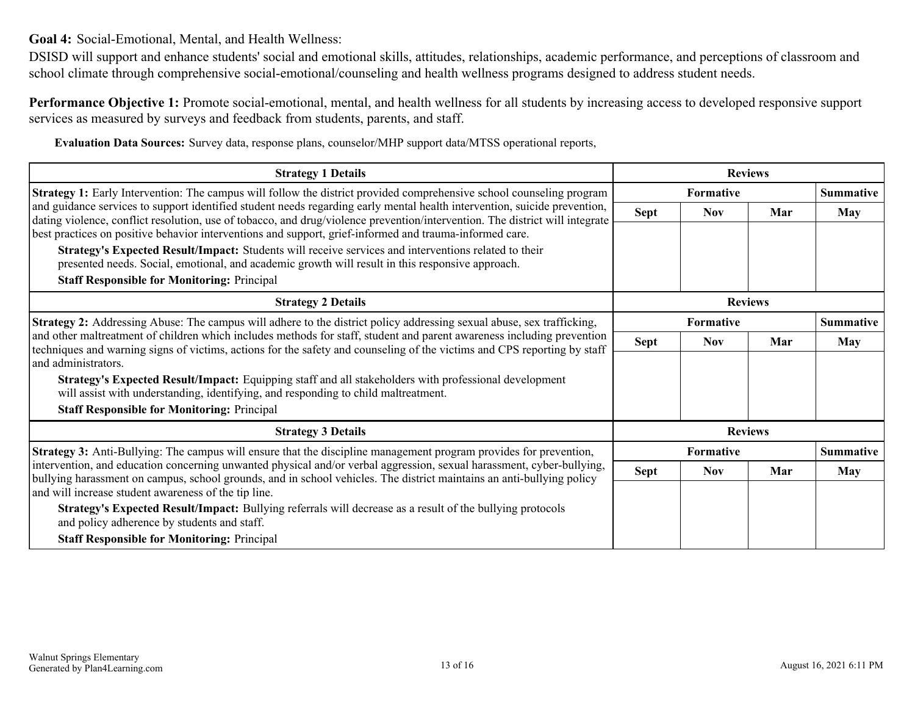**Goal 4:** Social-Emotional, Mental, and Health Wellness:

DSISD will support and enhance students' social and emotional skills, attitudes, relationships, academic performance, and perceptions of classroom and school climate through comprehensive social-emotional/counseling and health wellness programs designed to address student needs.

**Performance Objective 1:** Promote social-emotional, mental, and health wellness for all students by increasing access to developed responsive support services as measured by surveys and feedback from students, parents, and staff.

**Evaluation Data Sources:** Survey data, response plans, counselor/MHP support data/MTSS operational reports,

| Strategy 1 Details | Reviews | | | |
|---|---|---|---|---|
| | Formative | | | Summative |
| | Sept | Nov | Mar | May |
| **Strategy 1:** Early Intervention: The campus will follow the district provided comprehensive school counseling program and guidance services to support identified student needs regarding early mental health intervention, suicide prevention, dating violence, conflict resolution, use of tobacco, and drug/violence prevention/intervention. The district will integrate best practices on positive behavior interventions and support, grief-informed and trauma-informed care.<br>**Strategy's Expected Result/Impact:** Students will receive services and interventions related to their presented needs. Social, emotional, and academic growth will result in this responsive approach.<br>**Staff Responsible for Monitoring:** Principal | | | | |

| Strategy 2 Details | Reviews | | | |
|---|---|---|---|---|
| | Formative | | | Summative |
| | Sept | Nov | Mar | May |
| **Strategy 2:** Addressing Abuse: The campus will adhere to the district policy addressing sexual abuse, sex trafficking, and other maltreatment of children which includes methods for staff, student and parent awareness including prevention techniques and warning signs of victims, actions for the safety and counseling of the victims and CPS reporting by staff and administrators.<br>**Strategy's Expected Result/Impact:** Equipping staff and all stakeholders with professional development will assist with understanding, identifying, and responding to child maltreatment.<br>**Staff Responsible for Monitoring:** Principal | | | | |

| Strategy 3 Details | Reviews | | | |
|---|---|---|---|---|
| | Formative | | | Summative |
| | Sept | Nov | Mar | May |
| **Strategy 3:** Anti-Bullying: The campus will ensure that the discipline management program provides for prevention, intervention, and education concerning unwanted physical and/or verbal aggression, sexual harassment, cyber-bullying, bullying harassment on campus, school grounds, and in school vehicles. The district maintains an anti-bullying policy and will increase student awareness of the tip line.<br>**Strategy's Expected Result/Impact:** Bullying referrals will decrease as a result of the bullying protocols and policy adherence by students and staff.<br>**Staff Responsible for Monitoring:** Principal | | | | |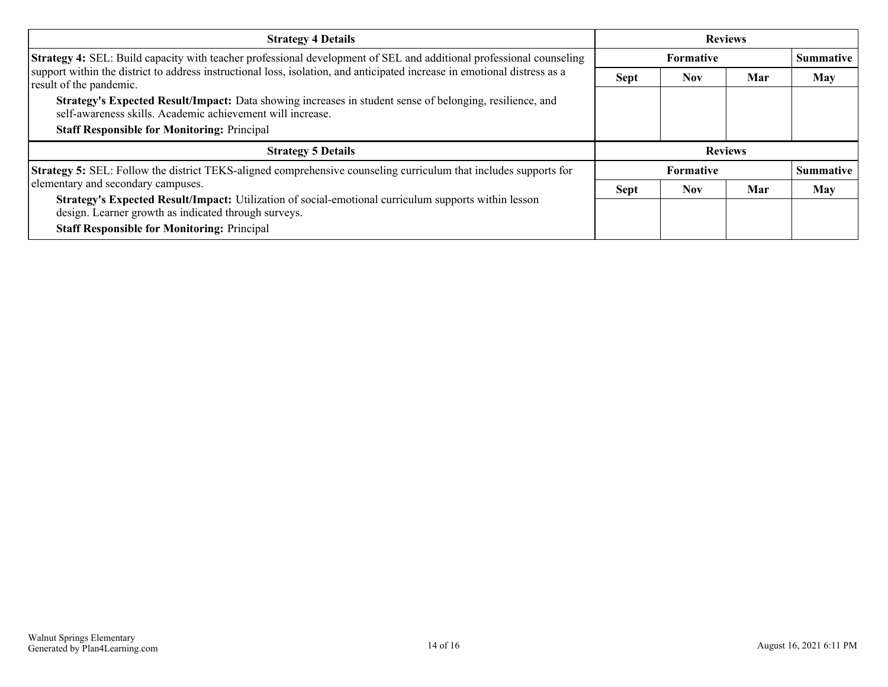| Strategy 4 Details | Reviews | | | |
|---|---|---|---|---|
| | Formative | | | Summative |
| **Strategy 4:** SEL: Build capacity with teacher professional development of SEL and additional professional counseling support within the district to address instructional loss, isolation, and anticipated increase in emotional distress as a result of the pandemic.<br>**Strategy's Expected Result/Impact:** Data showing increases in student sense of belonging, resilience, and self-awareness skills. Academic achievement will increase.<br>**Staff Responsible for Monitoring:** Principal | Sept | Nov | Mar | May |
| | | | | |

| Strategy 5 Details | Reviews | | | |
|---|---|---|---|---|
| | Formative | | | Summative |
| **Strategy 5:** SEL: Follow the district TEKS-aligned comprehensive counseling curriculum that includes supports for elementary and secondary campuses.<br>**Strategy's Expected Result/Impact:** Utilization of social-emotional curriculum supports within lesson design. Learner growth as indicated through surveys.<br>**Staff Responsible for Monitoring:** Principal | Sept | Nov | Mar | May |
| | | | | |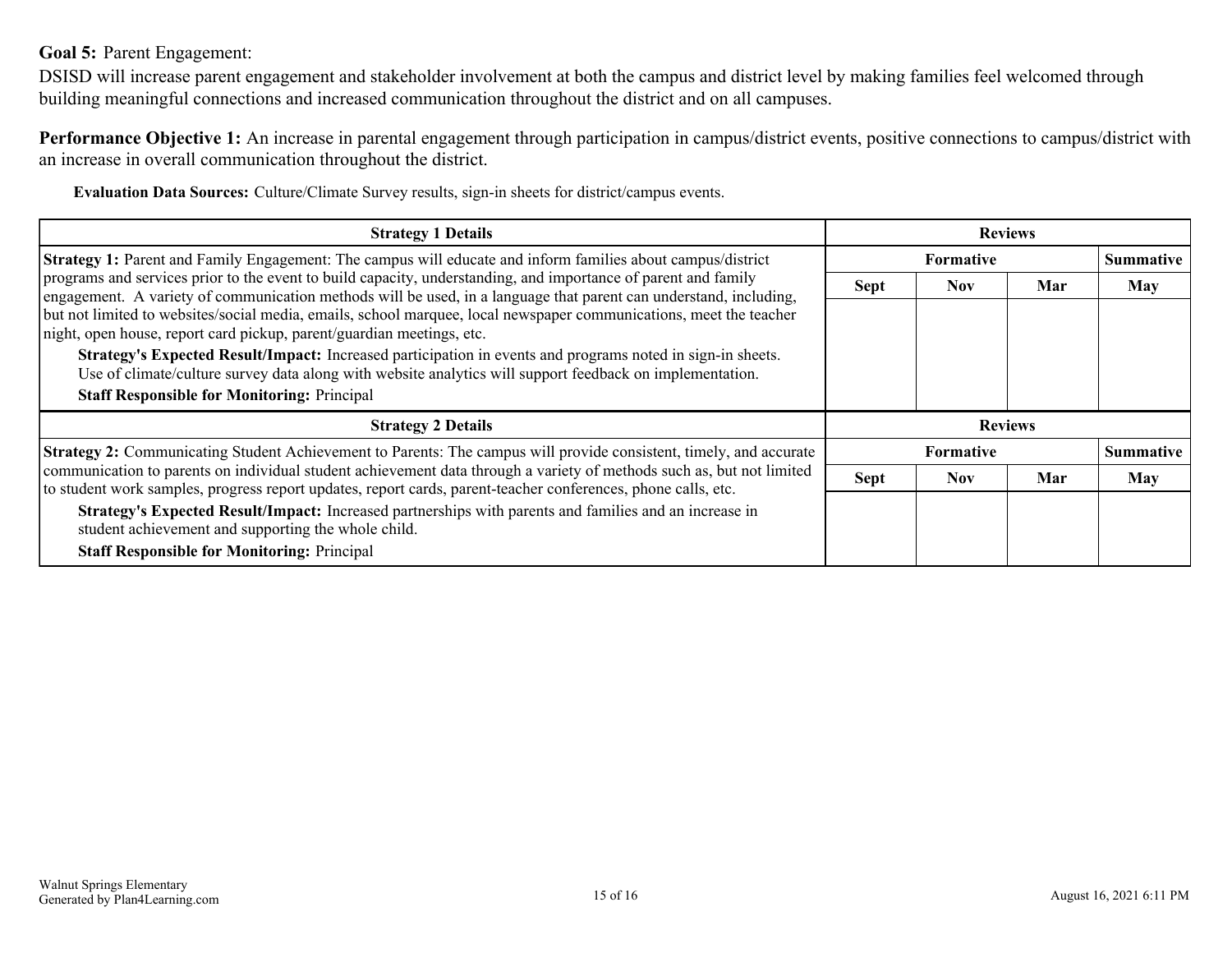**Goal 5:** Parent Engagement:

DSISD will increase parent engagement and stakeholder involvement at both the campus and district level by making families feel welcomed through building meaningful connections and increased communication throughout the district and on all campuses.

**Performance Objective 1:** An increase in parental engagement through participation in campus/district events, positive connections to campus/district with an increase in overall communication throughout the district.

**Evaluation Data Sources:** Culture/Climate Survey results, sign-in sheets for district/campus events.

| Strategy 1 Details | Reviews | | | |
|---|---|---|---|---|
| | Formative | | | Summative |
| | Sept | Nov | Mar | May |
| **Strategy 1:** Parent and Family Engagement: The campus will educate and inform families about campus/district programs and services prior to the event to build capacity, understanding, and importance of parent and family engagement. A variety of communication methods will be used, in a language that parent can understand, including, but not limited to websites/social media, emails, school marquee, local newspaper communications, meet the teacher night, open house, report card pickup, parent/guardian meetings, etc. **Strategy's Expected Result/Impact:** Increased participation in events and programs noted in sign-in sheets. Use of climate/culture survey data along with website analytics will support feedback on implementation. **Staff Responsible for Monitoring:** Principal | | | | |

| Strategy 2 Details | Reviews | | | |
|---|---|---|---|---|
| | Formative | | | Summative |
| | Sept | Nov | Mar | May |
| **Strategy 2:** Communicating Student Achievement to Parents: The campus will provide consistent, timely, and accurate communication to parents on individual student achievement data through a variety of methods such as, but not limited to student work samples, progress report updates, report cards, parent-teacher conferences, phone calls, etc. **Strategy's Expected Result/Impact:** Increased partnerships with parents and families and an increase in student achievement and supporting the whole child. **Staff Responsible for Monitoring:** Principal | | | | |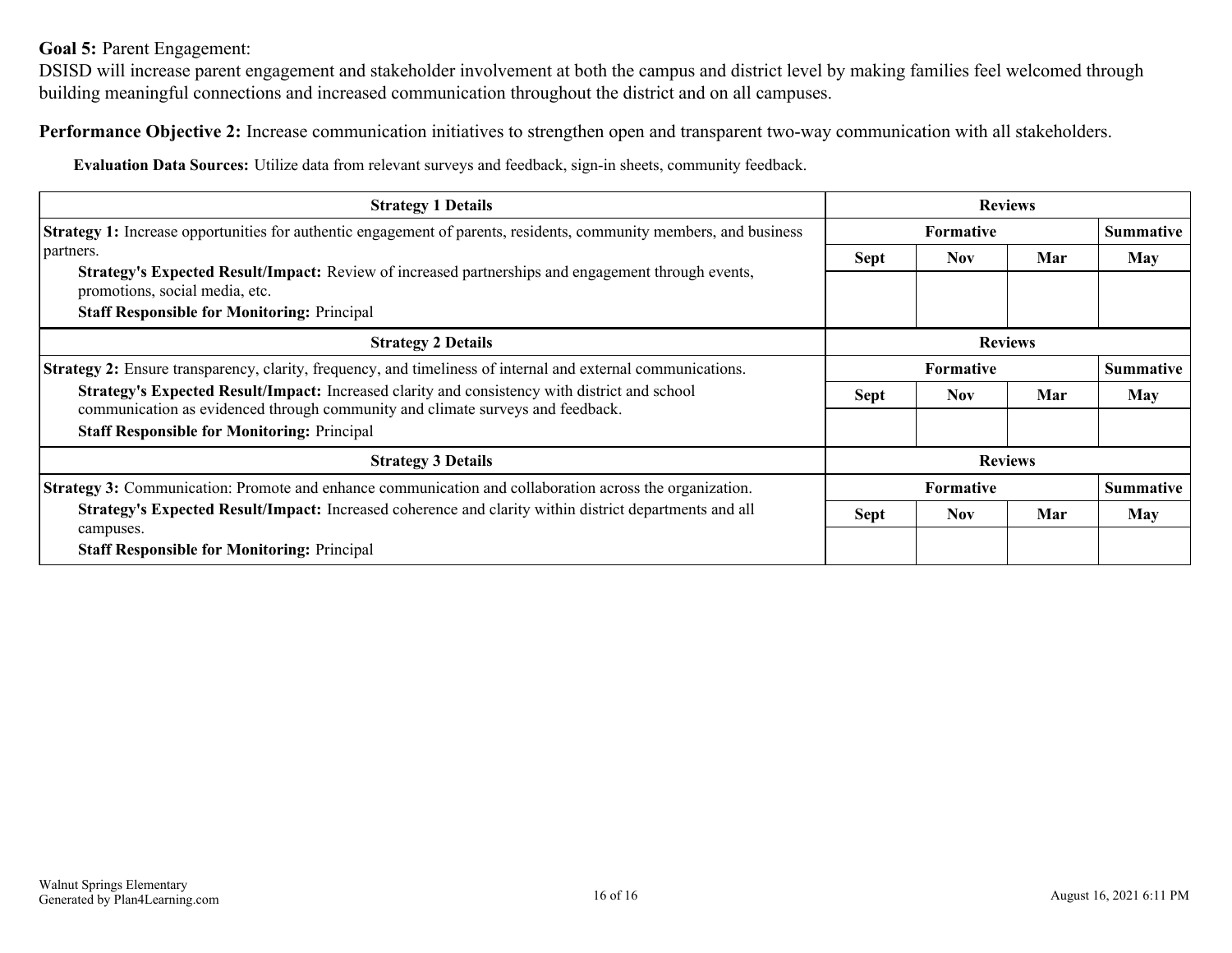**Goal 5:** Parent Engagement:
DSISD will increase parent engagement and stakeholder involvement at both the campus and district level by making families feel welcomed through building meaningful connections and increased communication throughout the district and on all campuses.

**Performance Objective 2:** Increase communication initiatives to strengthen open and transparent two-way communication with all stakeholders.

**Evaluation Data Sources:** Utilize data from relevant surveys and feedback, sign-in sheets, community feedback.

| Strategy 1 Details | Reviews | | | |
|---|---|---|---|---|
| **Strategy 1:** Increase opportunities for authentic engagement of parents, residents, community members, and business partners.<br>**Strategy's Expected Result/Impact:** Review of increased partnerships and engagement through events, promotions, social media, etc.<br>**Staff Responsible for Monitoring:** Principal | Formative | | | Summative |
| | Sept | Nov | Mar | May |
| | | | | |

| Strategy 2 Details | Reviews | | | |
|---|---|---|---|---|
| **Strategy 2:** Ensure transparency, clarity, frequency, and timeliness of internal and external communications.<br>**Strategy's Expected Result/Impact:** Increased clarity and consistency with district and school communication as evidenced through community and climate surveys and feedback.<br>**Staff Responsible for Monitoring:** Principal | Formative | | | Summative |
| | Sept | Nov | Mar | May |
| | | | | |

| Strategy 3 Details | Reviews | | | |
|---|---|---|---|---|
| **Strategy 3:** Communication: Promote and enhance communication and collaboration across the organization.<br>**Strategy's Expected Result/Impact:** Increased coherence and clarity within district departments and all campuses.<br>**Staff Responsible for Monitoring:** Principal | Formative | | | Summative |
| | Sept | Nov | Mar | May |
| | | | | |